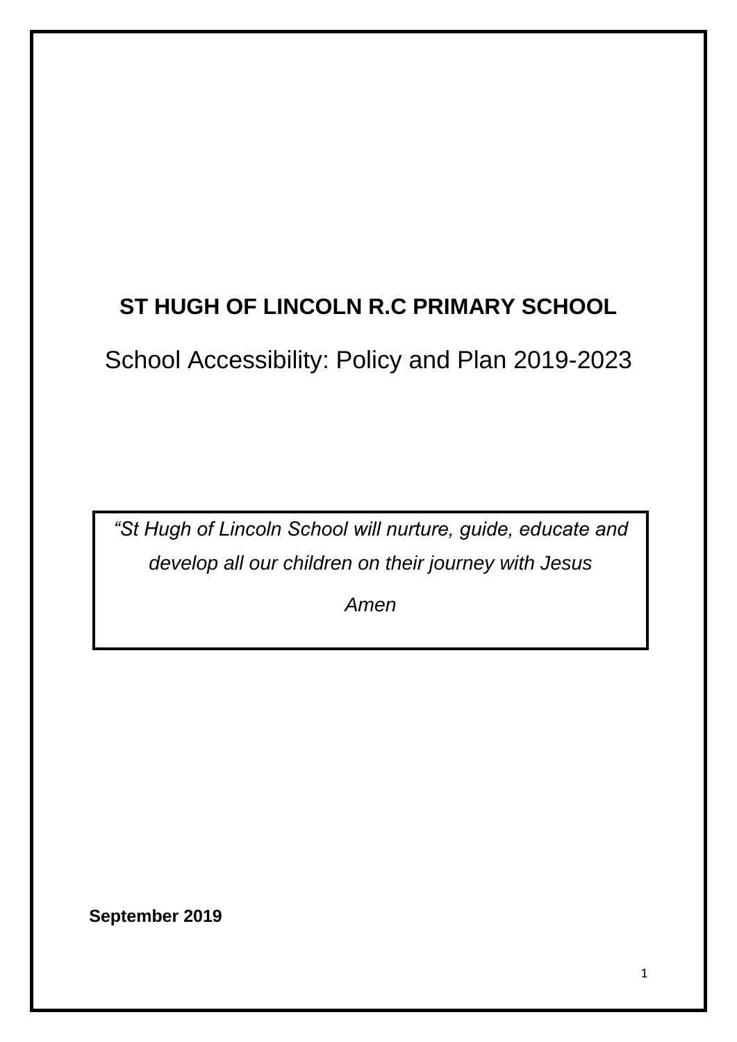# ST HUGH OF LINCOLN R.C PRIMARY SCHOOL

## School Accessibility: Policy and Plan 2019-2023

*“St Hugh of Lincoln School will nurture, guide, educate and develop all our children on their journey with Jesus*

*Amen*

**September 2019**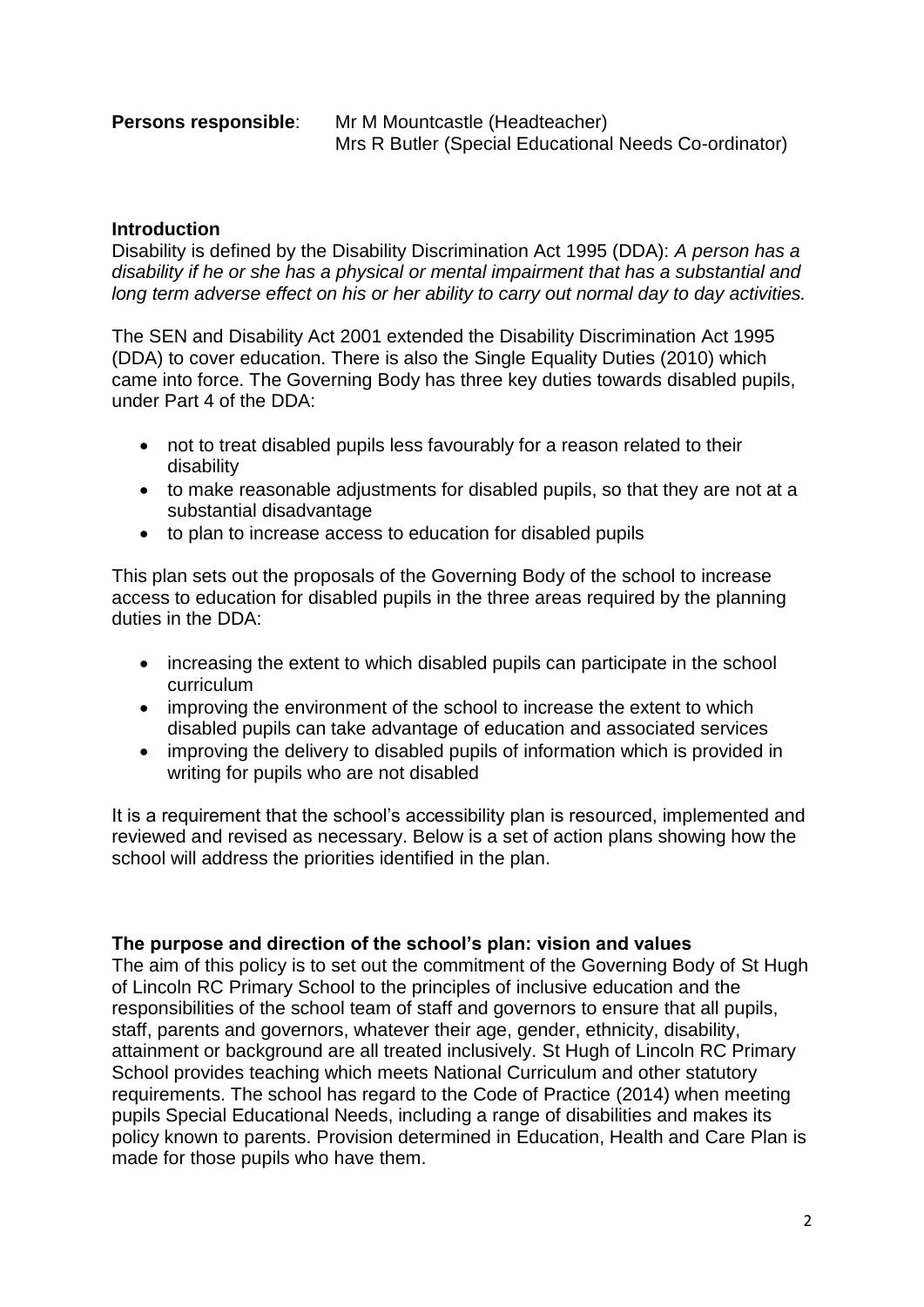**Persons responsible**: Mr M Mountcastle (Headteacher)
Mrs R Butler (Special Educational Needs Co-ordinator)

**Introduction**

Disability is defined by the Disability Discrimination Act 1995 (DDA): *A person has a disability if he or she has a physical or mental impairment that has a substantial and long term adverse effect on his or her ability to carry out normal day to day activities.*

The SEN and Disability Act 2001 extended the Disability Discrimination Act 1995 (DDA) to cover education. There is also the Single Equality Duties (2010) which came into force. The Governing Body has three key duties towards disabled pupils, under Part 4 of the DDA:

- not to treat disabled pupils less favourably for a reason related to their disability
- to make reasonable adjustments for disabled pupils, so that they are not at a substantial disadvantage
- to plan to increase access to education for disabled pupils

This plan sets out the proposals of the Governing Body of the school to increase access to education for disabled pupils in the three areas required by the planning duties in the DDA:

- increasing the extent to which disabled pupils can participate in the school curriculum
- improving the environment of the school to increase the extent to which disabled pupils can take advantage of education and associated services
- improving the delivery to disabled pupils of information which is provided in writing for pupils who are not disabled

It is a requirement that the school's accessibility plan is resourced, implemented and reviewed and revised as necessary. Below is a set of action plans showing how the school will address the priorities identified in the plan.

**The purpose and direction of the school's plan: vision and values**

The aim of this policy is to set out the commitment of the Governing Body of St Hugh of Lincoln RC Primary School to the principles of inclusive education and the responsibilities of the school team of staff and governors to ensure that all pupils, staff, parents and governors, whatever their age, gender, ethnicity, disability, attainment or background are all treated inclusively. St Hugh of Lincoln RC Primary School provides teaching which meets National Curriculum and other statutory requirements. The school has regard to the Code of Practice (2014) when meeting pupils Special Educational Needs, including a range of disabilities and makes its policy known to parents. Provision determined in Education, Health and Care Plan is made for those pupils who have them.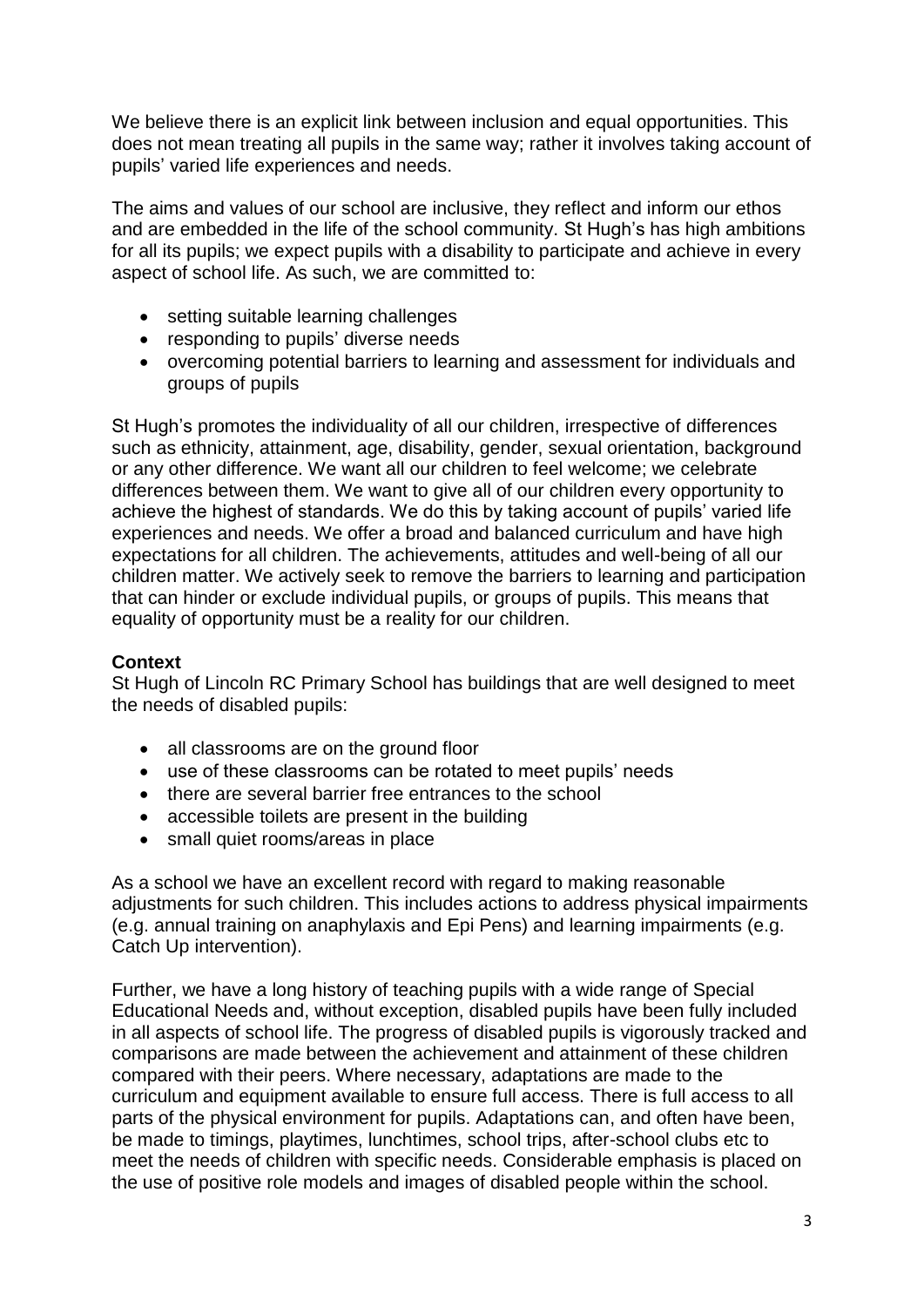We believe there is an explicit link between inclusion and equal opportunities. This does not mean treating all pupils in the same way; rather it involves taking account of pupils' varied life experiences and needs.

The aims and values of our school are inclusive, they reflect and inform our ethos and are embedded in the life of the school community. St Hugh's has high ambitions for all its pupils; we expect pupils with a disability to participate and achieve in every aspect of school life. As such, we are committed to:

- setting suitable learning challenges
- responding to pupils' diverse needs
- overcoming potential barriers to learning and assessment for individuals and groups of pupils

St Hugh's promotes the individuality of all our children, irrespective of differences such as ethnicity, attainment, age, disability, gender, sexual orientation, background or any other difference. We want all our children to feel welcome; we celebrate differences between them. We want to give all of our children every opportunity to achieve the highest of standards. We do this by taking account of pupils' varied life experiences and needs. We offer a broad and balanced curriculum and have high expectations for all children. The achievements, attitudes and well-being of all our children matter. We actively seek to remove the barriers to learning and participation that can hinder or exclude individual pupils, or groups of pupils. This means that equality of opportunity must be a reality for our children.

**Context**

St Hugh of Lincoln RC Primary School has buildings that are well designed to meet the needs of disabled pupils:

- all classrooms are on the ground floor
- use of these classrooms can be rotated to meet pupils' needs
- there are several barrier free entrances to the school
- accessible toilets are present in the building
- small quiet rooms/areas in place

As a school we have an excellent record with regard to making reasonable adjustments for such children. This includes actions to address physical impairments (e.g. annual training on anaphylaxis and Epi Pens) and learning impairments (e.g. Catch Up intervention).

Further, we have a long history of teaching pupils with a wide range of Special Educational Needs and, without exception, disabled pupils have been fully included in all aspects of school life. The progress of disabled pupils is vigorously tracked and comparisons are made between the achievement and attainment of these children compared with their peers. Where necessary, adaptations are made to the curriculum and equipment available to ensure full access. There is full access to all parts of the physical environment for pupils. Adaptations can, and often have been, be made to timings, playtimes, lunchtimes, school trips, after-school clubs etc to meet the needs of children with specific needs. Considerable emphasis is placed on the use of positive role models and images of disabled people within the school.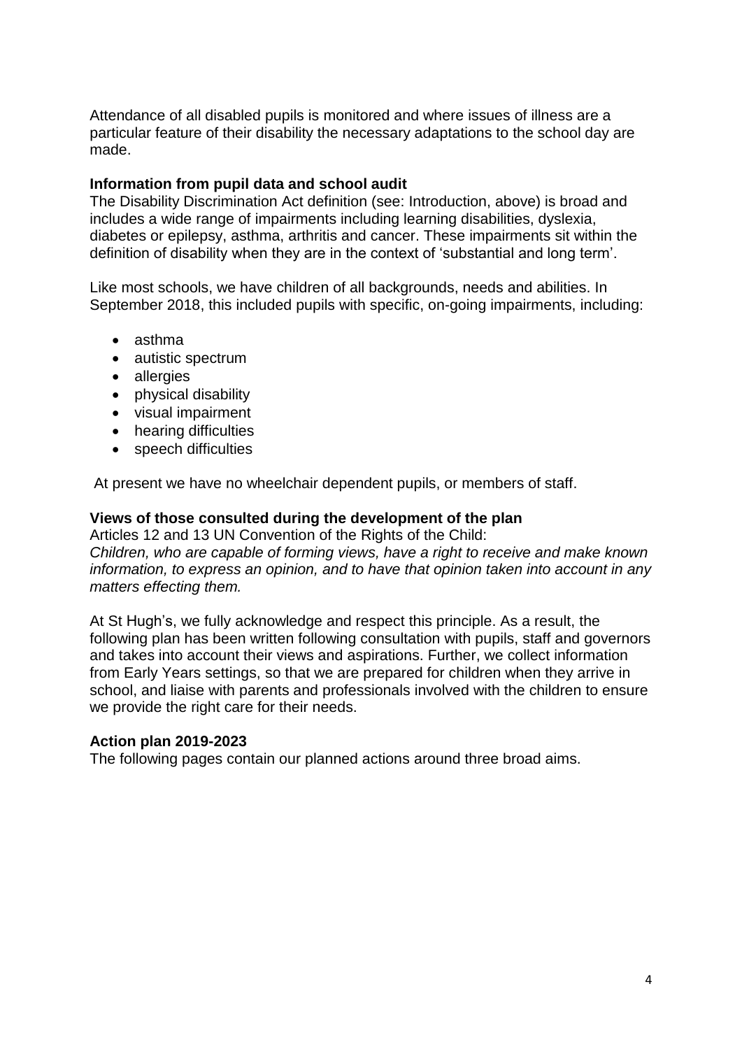Attendance of all disabled pupils is monitored and where issues of illness are a particular feature of their disability the necessary adaptations to the school day are made.

**Information from pupil data and school audit**

The Disability Discrimination Act definition (see: Introduction, above) is broad and includes a wide range of impairments including learning disabilities, dyslexia, diabetes or epilepsy, asthma, arthritis and cancer. These impairments sit within the definition of disability when they are in the context of 'substantial and long term'.

Like most schools, we have children of all backgrounds, needs and abilities. In September 2018, this included pupils with specific, on-going impairments, including:

- asthma
- autistic spectrum
- allergies
- physical disability
- visual impairment
- hearing difficulties
- speech difficulties

At present we have no wheelchair dependent pupils, or members of staff.

**Views of those consulted during the development of the plan**

Articles 12 and 13 UN Convention of the Rights of the Child:
*Children, who are capable of forming views, have a right to receive and make known information, to express an opinion, and to have that opinion taken into account in any matters effecting them.*

At St Hugh's, we fully acknowledge and respect this principle. As a result, the following plan has been written following consultation with pupils, staff and governors and takes into account their views and aspirations. Further, we collect information from Early Years settings, so that we are prepared for children when they arrive in school, and liaise with parents and professionals involved with the children to ensure we provide the right care for their needs.

**Action plan 2019-2023**

The following pages contain our planned actions around three broad aims.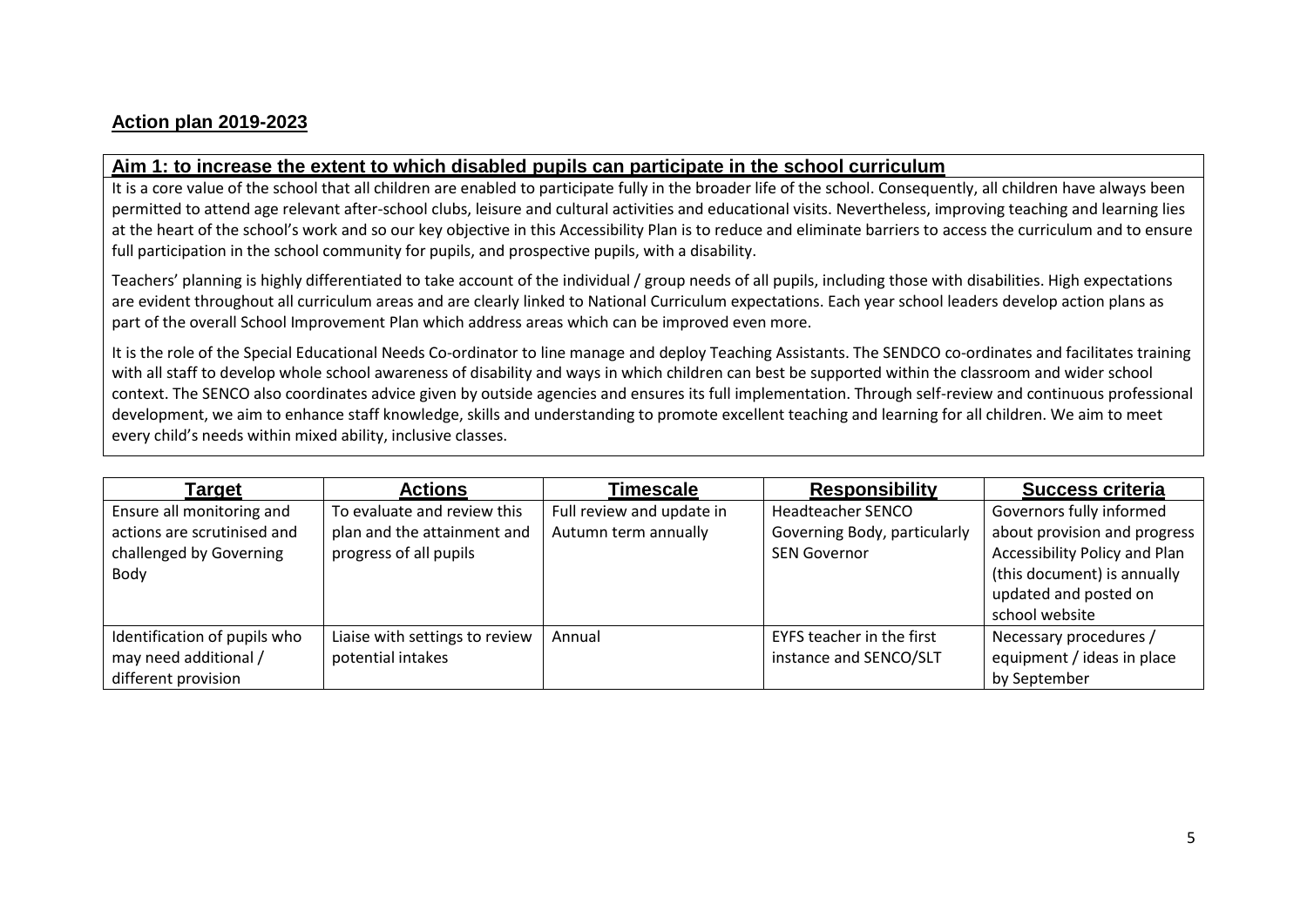## Action plan 2019-2023

### Aim 1: to increase the extent to which disabled pupils can participate in the school curriculum

It is a core value of the school that all children are enabled to participate fully in the broader life of the school. Consequently, all children have always been permitted to attend age relevant after-school clubs, leisure and cultural activities and educational visits. Nevertheless, improving teaching and learning lies at the heart of the school's work and so our key objective in this Accessibility Plan is to reduce and eliminate barriers to access the curriculum and to ensure full participation in the school community for pupils, and prospective pupils, with a disability.

Teachers' planning is highly differentiated to take account of the individual / group needs of all pupils, including those with disabilities. High expectations are evident throughout all curriculum areas and are clearly linked to National Curriculum expectations. Each year school leaders develop action plans as part of the overall School Improvement Plan which address areas which can be improved even more.

It is the role of the Special Educational Needs Co-ordinator to line manage and deploy Teaching Assistants. The SENDCO co-ordinates and facilitates training with all staff to develop whole school awareness of disability and ways in which children can best be supported within the classroom and wider school context. The SENCO also coordinates advice given by outside agencies and ensures its full implementation. Through self-review and continuous professional development, we aim to enhance staff knowledge, skills and understanding to promote excellent teaching and learning for all children. We aim to meet every child's needs within mixed ability, inclusive classes.

| Target | Actions | Timescale | Responsibility | Success criteria |
|---|---|---|---|---|
| Ensure all monitoring and actions are scrutinised and challenged by Governing Body | To evaluate and review this plan and the attainment and progress of all pupils | Full review and update in Autumn term annually | Headteacher SENCO Governing Body, particularly SEN Governor | Governors fully informed about provision and progress Accessibility Policy and Plan (this document) is annually updated and posted on school website |
| Identification of pupils who may need additional / different provision | Liaise with settings to review potential intakes | Annual | EYFS teacher in the first instance and SENCO/SLT | Necessary procedures / equipment / ideas in place by September |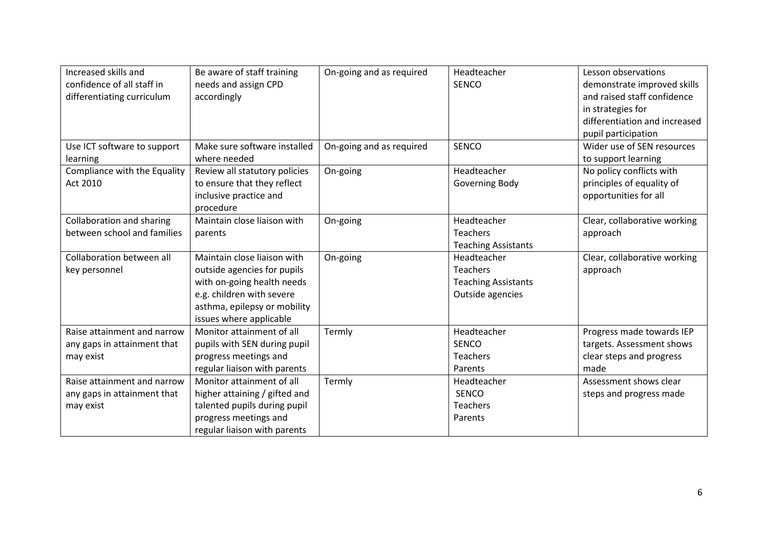| | | | | |
|---|---|---|---|---|
| Increased skills and confidence of all staff in differentiating curriculum | Be aware of staff training needs and assign CPD accordingly | On-going and as required | Headteacher<br>SENCO | Lesson observations demonstrate improved skills and raised staff confidence in strategies for differentiation and increased pupil participation |
| Use ICT software to support learning | Make sure software installed where needed | On-going and as required | SENCO | Wider use of SEN resources to support learning |
| Compliance with the Equality Act 2010 | Review all statutory policies to ensure that they reflect inclusive practice and procedure | On-going | Headteacher<br>Governing Body | No policy conflicts with principles of equality of opportunities for all |
| Collaboration and sharing between school and families | Maintain close liaison with parents | On-going | Headteacher<br>Teachers<br>Teaching Assistants | Clear, collaborative working approach |
| Collaboration between all key personnel | Maintain close liaison with outside agencies for pupils with on-going health needs e.g. children with severe asthma, epilepsy or mobility issues where applicable | On-going | Headteacher<br>Teachers<br>Teaching Assistants<br>Outside agencies | Clear, collaborative working approach |
| Raise attainment and narrow any gaps in attainment that may exist | Monitor attainment of all pupils with SEN during pupil progress meetings and regular liaison with parents | Termly | Headteacher<br>SENCO<br>Teachers<br>Parents | Progress made towards IEP targets. Assessment shows clear steps and progress made |
| Raise attainment and narrow any gaps in attainment that may exist | Monitor attainment of all higher attaining / gifted and talented pupils during pupil progress meetings and regular liaison with parents | Termly | Headteacher<br>SENCO<br>Teachers<br>Parents | Assessment shows clear steps and progress made |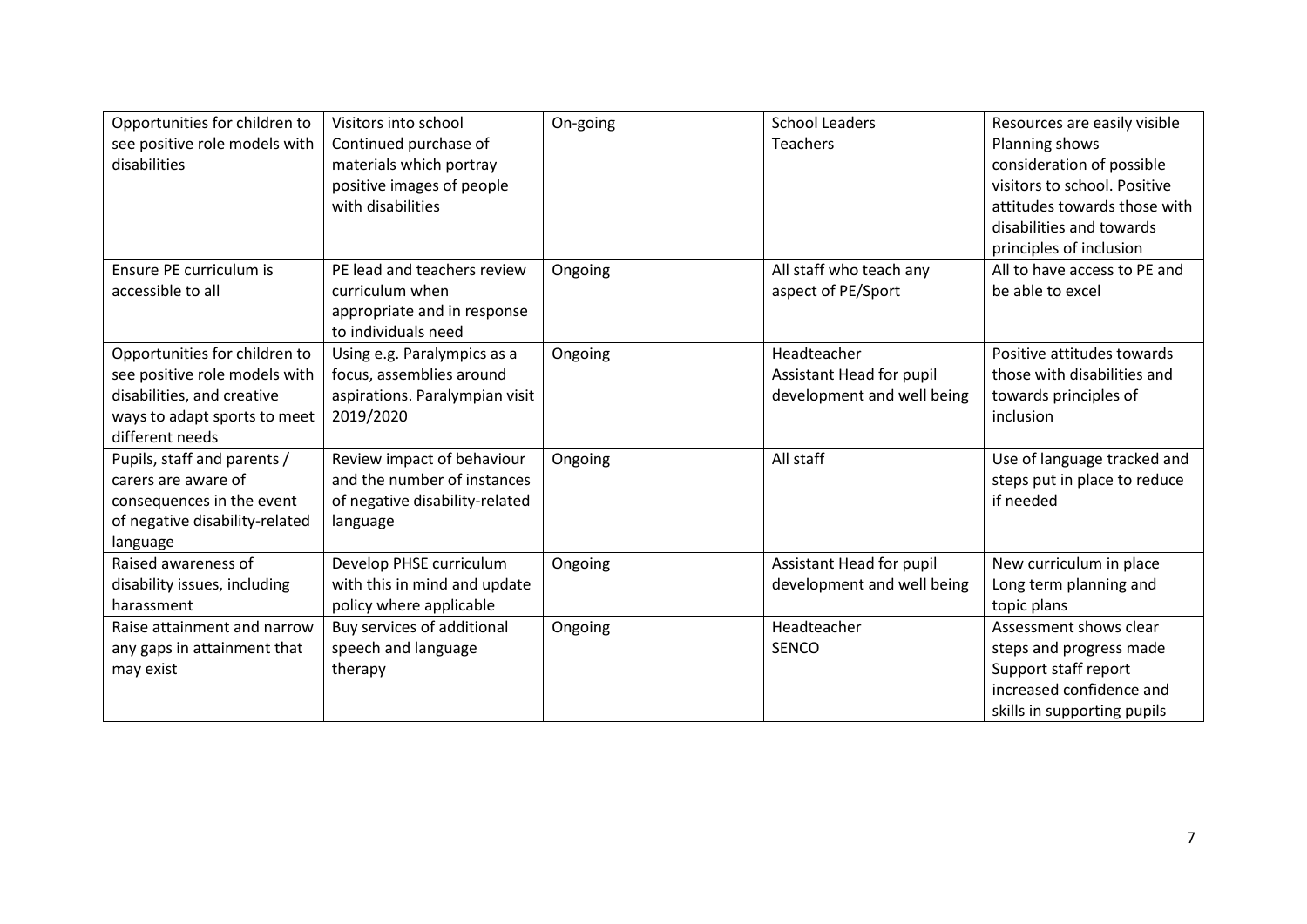| Opportunities for children to see positive role models with disabilities | Visitors into school<br>Continued purchase of materials which portray positive images of people with disabilities | On-going | School Leaders<br>Teachers | Resources are easily visible<br>Planning shows consideration of possible visitors to school. Positive attitudes towards those with disabilities and towards principles of inclusion |
|---|---|---|---|---|
| Ensure PE curriculum is accessible to all | PE lead and teachers review curriculum when appropriate and in response to individuals need | Ongoing | All staff who teach any aspect of PE/Sport | All to have access to PE and be able to excel |
| Opportunities for children to see positive role models with disabilities, and creative ways to adapt sports to meet different needs | Using e.g. Paralympics as a focus, assemblies around aspirations. Paralympian visit 2019/2020 | Ongoing | Headteacher<br>Assistant Head for pupil development and well being | Positive attitudes towards those with disabilities and towards principles of inclusion |
| Pupils, staff and parents / carers are aware of consequences in the event of negative disability-related language | Review impact of behaviour and the number of instances of negative disability-related language | Ongoing | All staff | Use of language tracked and steps put in place to reduce if needed |
| Raised awareness of disability issues, including harassment | Develop PHSE curriculum with this in mind and update policy where applicable | Ongoing | Assistant Head for pupil development and well being | New curriculum in place<br>Long term planning and topic plans |
| Raise attainment and narrow any gaps in attainment that may exist | Buy services of additional speech and language therapy | Ongoing | Headteacher<br>SENCO | Assessment shows clear steps and progress made<br>Support staff report increased confidence and skills in supporting pupils |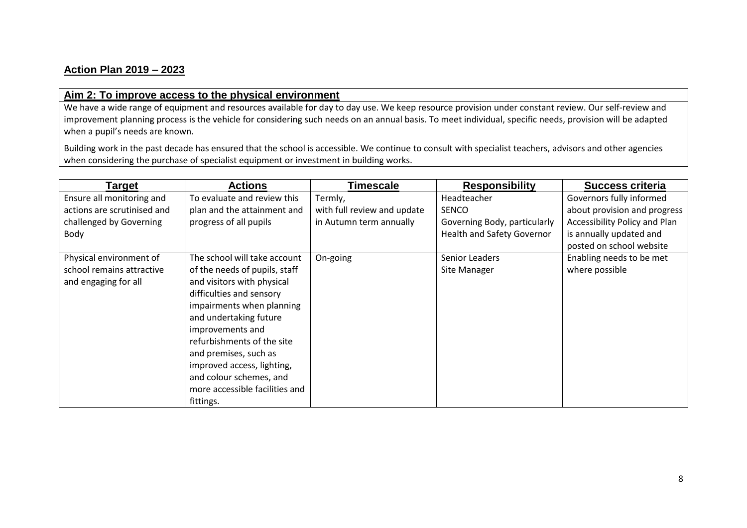## Action Plan 2019 – 2023

### Aim 2: To improve access to the physical environment

We have a wide range of equipment and resources available for day to day use. We keep resource provision under constant review. Our self-review and improvement planning process is the vehicle for considering such needs on an annual basis. To meet individual, specific needs, provision will be adapted when a pupil's needs are known.

Building work in the past decade has ensured that the school is accessible. We continue to consult with specialist teachers, advisors and other agencies when considering the purchase of specialist equipment or investment in building works.

| Target | Actions | Timescale | Responsibility | Success criteria |
|---|---|---|---|---|
| Ensure all monitoring and actions are scrutinised and challenged by Governing Body | To evaluate and review this plan and the attainment and progress of all pupils | Termly, with full review and update in Autumn term annually | Headteacher<br>SENCO<br>Governing Body, particularly Health and Safety Governor | Governors fully informed about provision and progress Accessibility Policy and Plan is annually updated and posted on school website |
| Physical environment of school remains attractive and engaging for all | The school will take account of the needs of pupils, staff and visitors with physical difficulties and sensory impairments when planning and undertaking future improvements and refurbishments of the site and premises, such as improved access, lighting, and colour schemes, and more accessible facilities and fittings. | On-going | Senior Leaders<br>Site Manager | Enabling needs to be met where possible |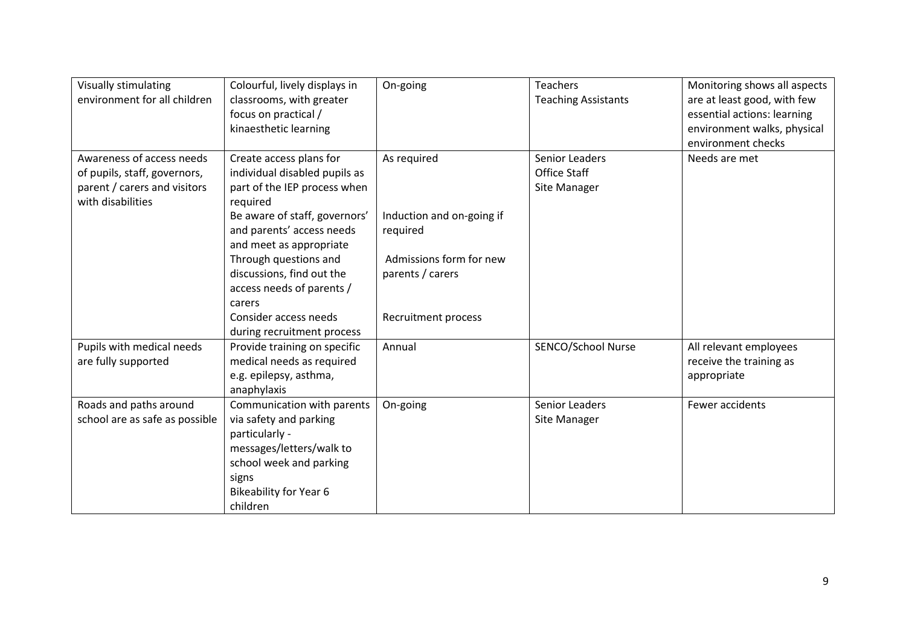| Visually stimulating environment for all children | Colourful, lively displays in classrooms, with greater focus on practical / kinaesthetic learning | On-going | Teachers<br>Teaching Assistants | Monitoring shows all aspects are at least good, with few essential actions: learning environment walks, physical environment checks |
|---|---|---|---|---|
| Awareness of access needs of pupils, staff, governors, parent / carers and visitors with disabilities | Create access plans for individual disabled pupils as part of the IEP process when required<br>Be aware of staff, governors' and parents' access needs and meet as appropriate<br>Through questions and discussions, find out the access needs of parents / carers<br>Consider access needs during recruitment process | As required<br><br>Induction and on-going if required<br><br>Admissions form for new parents / carers<br><br>Recruitment process | Senior Leaders<br>Office Staff<br>Site Manager | Needs are met |
| Pupils with medical needs are fully supported | Provide training on specific medical needs as required e.g. epilepsy, asthma, anaphylaxis | Annual | SENCO/School Nurse | All relevant employees receive the training as appropriate |
| Roads and paths around school are as safe as possible | Communication with parents via safety and parking particularly - messages/letters/walk to school week and parking signs<br>Bikeability for Year 6 children | On-going | Senior Leaders<br>Site Manager | Fewer accidents |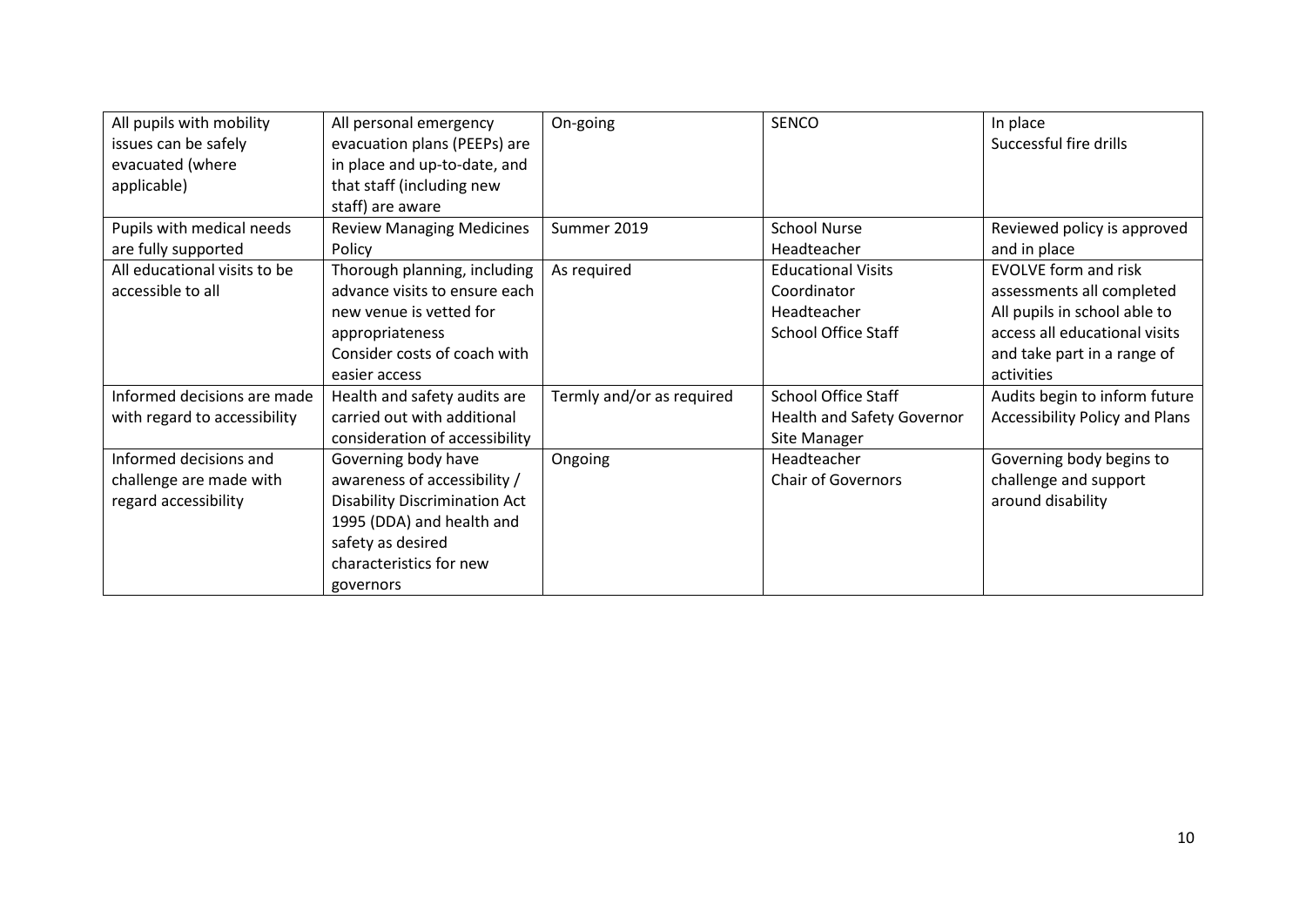| | | | | |
|---|---|---|---|---|
| All pupils with mobility issues can be safely evacuated (where applicable) | All personal emergency evacuation plans (PEEPs) are in place and up-to-date, and that staff (including new staff) are aware | On-going | SENCO | In place<br>Successful fire drills |
| Pupils with medical needs are fully supported | Review Managing Medicines Policy | Summer 2019 | School Nurse<br>Headteacher | Reviewed policy is approved and in place |
| All educational visits to be accessible to all | Thorough planning, including advance visits to ensure each new venue is vetted for appropriateness<br>Consider costs of coach with easier access | As required | Educational Visits Coordinator<br>Headteacher<br>School Office Staff | EVOLVE form and risk assessments all completed<br>All pupils in school able to access all educational visits and take part in a range of activities |
| Informed decisions are made with regard to accessibility | Health and safety audits are carried out with additional consideration of accessibility | Termly and/or as required | School Office Staff<br>Health and Safety Governor<br>Site Manager | Audits begin to inform future Accessibility Policy and Plans |
| Informed decisions and challenge are made with regard accessibility | Governing body have awareness of accessibility / Disability Discrimination Act 1995 (DDA) and health and safety as desired characteristics for new governors | Ongoing | Headteacher<br>Chair of Governors | Governing body begins to challenge and support around disability |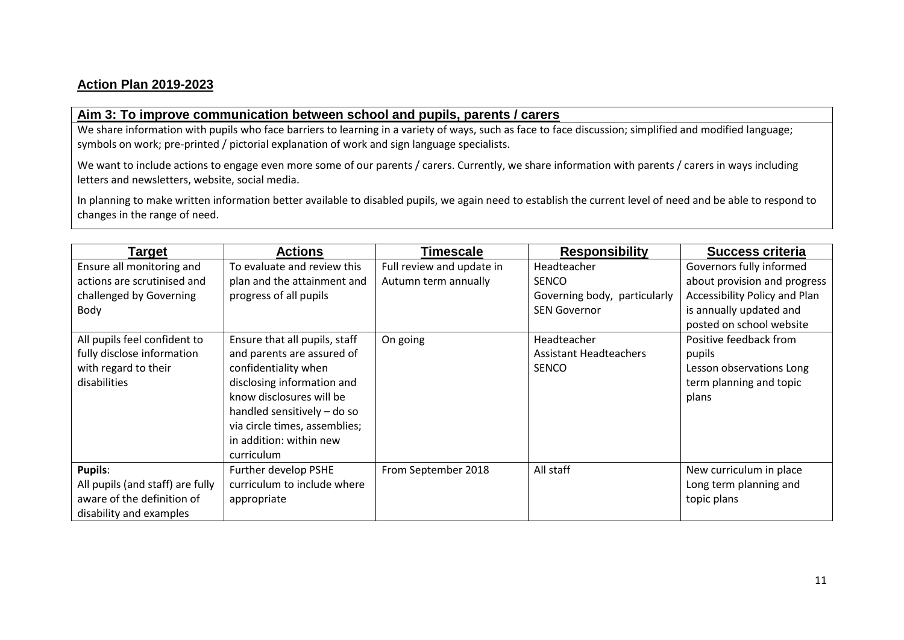## Action Plan 2019-2023

### Aim 3: To improve communication between school and pupils, parents / carers

We share information with pupils who face barriers to learning in a variety of ways, such as face to face discussion; simplified and modified language; symbols on work; pre-printed / pictorial explanation of work and sign language specialists.

We want to include actions to engage even more some of our parents / carers. Currently, we share information with parents / carers in ways including letters and newsletters, website, social media.

In planning to make written information better available to disabled pupils, we again need to establish the current level of need and be able to respond to changes in the range of need.

| Target | Actions | Timescale | Responsibility | Success criteria |
|---|---|---|---|---|
| Ensure all monitoring and actions are scrutinised and challenged by Governing Body | To evaluate and review this plan and the attainment and progress of all pupils | Full review and update in Autumn term annually | Headteacher<br>SENCO<br>Governing body, particularly SEN Governor | Governors fully informed about provision and progress<br>Accessibility Policy and Plan is annually updated and posted on school website |
| All pupils feel confident to fully disclose information with regard to their disabilities | Ensure that all pupils, staff and parents are assured of confidentiality when disclosing information and know disclosures will be handled sensitively – do so via circle times, assemblies; in addition: within new curriculum | On going | Headteacher<br>Assistant Headteachers<br>SENCO | Positive feedback from pupils<br>Lesson observations Long term planning and topic plans |
| **Pupils**:<br>All pupils (and staff) are fully aware of the definition of disability and examples | Further develop PSHE curriculum to include where appropriate | From September 2018 | All staff | New curriculum in place<br>Long term planning and topic plans |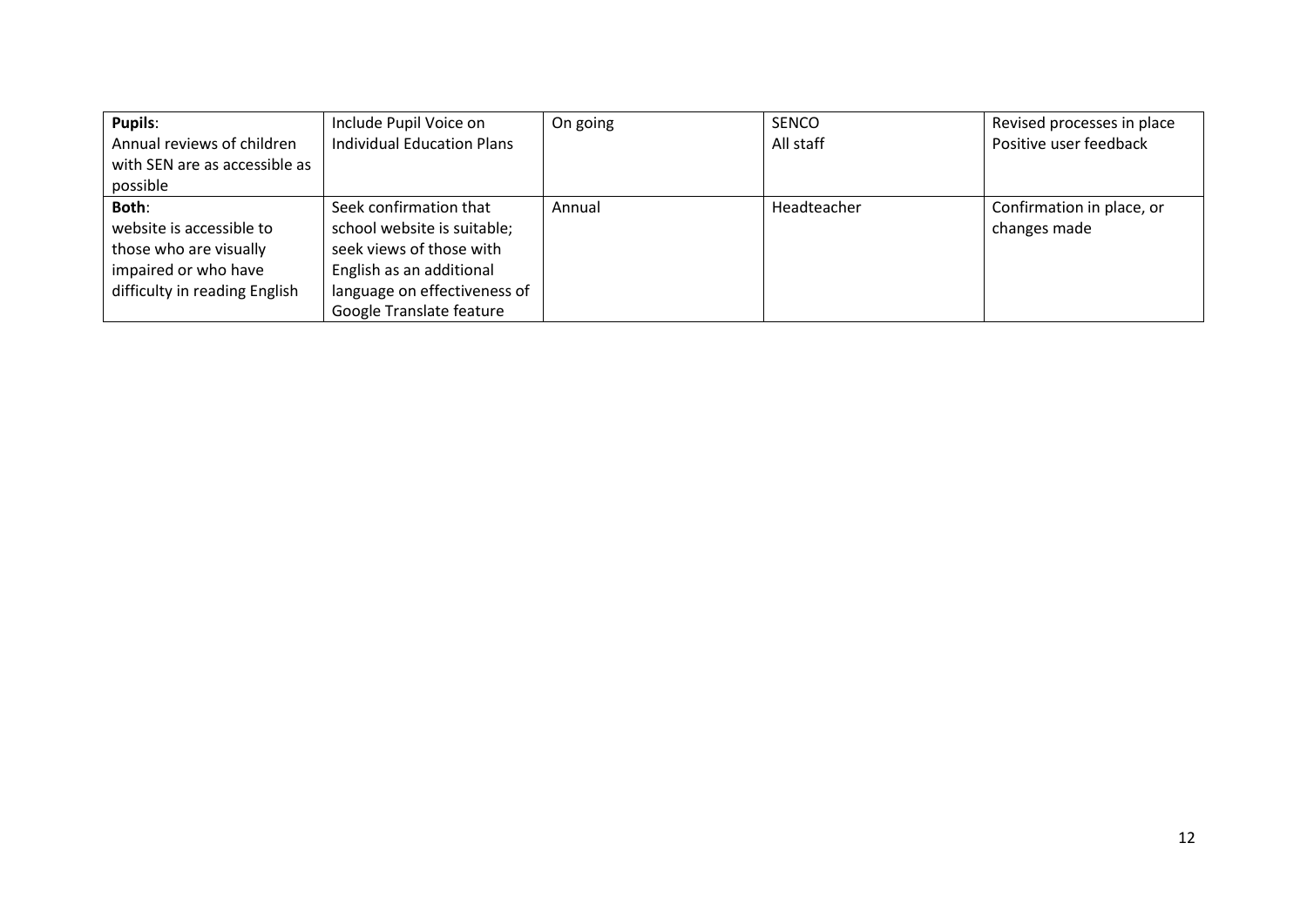| | | | | |
|---|---|---|---|---|
| **Pupils**: Annual reviews of children with SEN are as accessible as possible | Include Pupil Voice on Individual Education Plans | On going | SENCO<br>All staff | Revised processes in place<br>Positive user feedback |
| **Both**: website is accessible to those who are visually impaired or who have difficulty in reading English | Seek confirmation that school website is suitable; seek views of those with English as an additional language on effectiveness of Google Translate feature | Annual | Headteacher | Confirmation in place, or changes made |